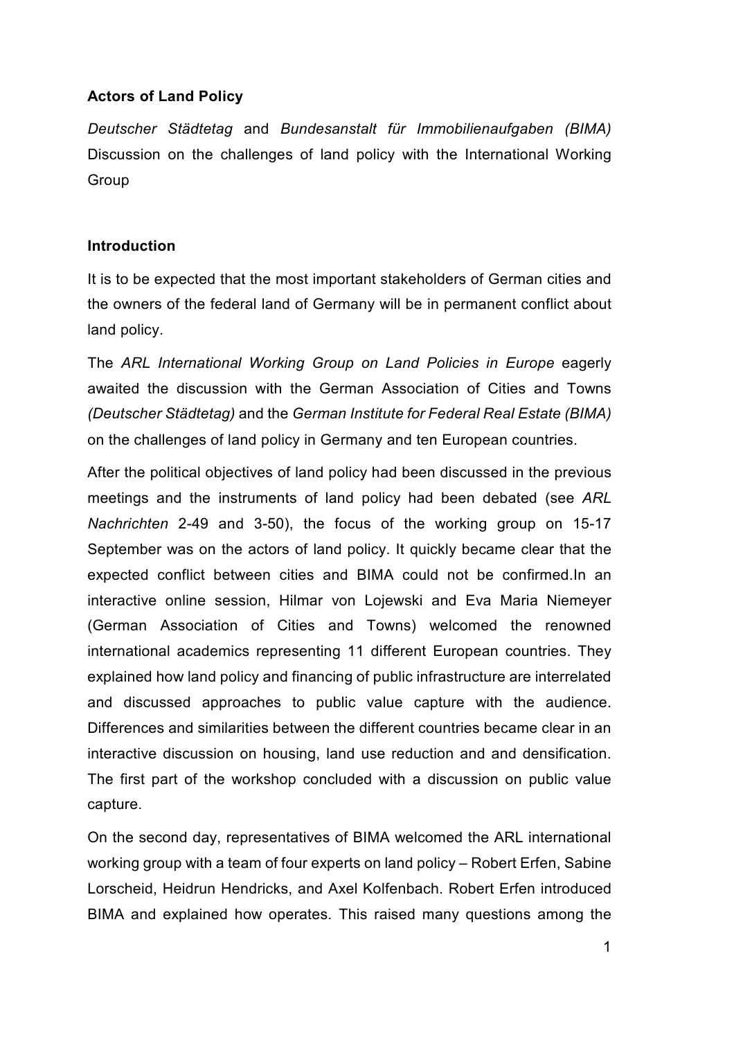**Actors of Land Policy**

*Deutscher Städtetag* and *Bundesanstalt für Immobilienaufgaben (BIMA)* Discussion on the challenges of land policy with the International Working Group

**Introduction**

It is to be expected that the most important stakeholders of German cities and the owners of the federal land of Germany will be in permanent conflict about land policy.

The *ARL International Working Group on Land Policies in Europe* eagerly awaited the discussion with the German Association of Cities and Towns *(Deutscher Städtetag)* and the *German Institute for Federal Real Estate (BIMA)* on the challenges of land policy in Germany and ten European countries.

After the political objectives of land policy had been discussed in the previous meetings and the instruments of land policy had been debated (see *ARL Nachrichten* 2-49 and 3-50), the focus of the working group on 15-17 September was on the actors of land policy. It quickly became clear that the expected conflict between cities and BIMA could not be confirmed.In an interactive online session, Hilmar von Lojewski and Eva Maria Niemeyer (German Association of Cities and Towns) welcomed the renowned international academics representing 11 different European countries. They explained how land policy and financing of public infrastructure are interrelated and discussed approaches to public value capture with the audience. Differences and similarities between the different countries became clear in an interactive discussion on housing, land use reduction and and densification. The first part of the workshop concluded with a discussion on public value capture.

On the second day, representatives of BIMA welcomed the ARL international working group with a team of four experts on land policy – Robert Erfen, Sabine Lorscheid, Heidrun Hendricks, and Axel Kolfenbach. Robert Erfen introduced BIMA and explained how operates. This raised many questions among the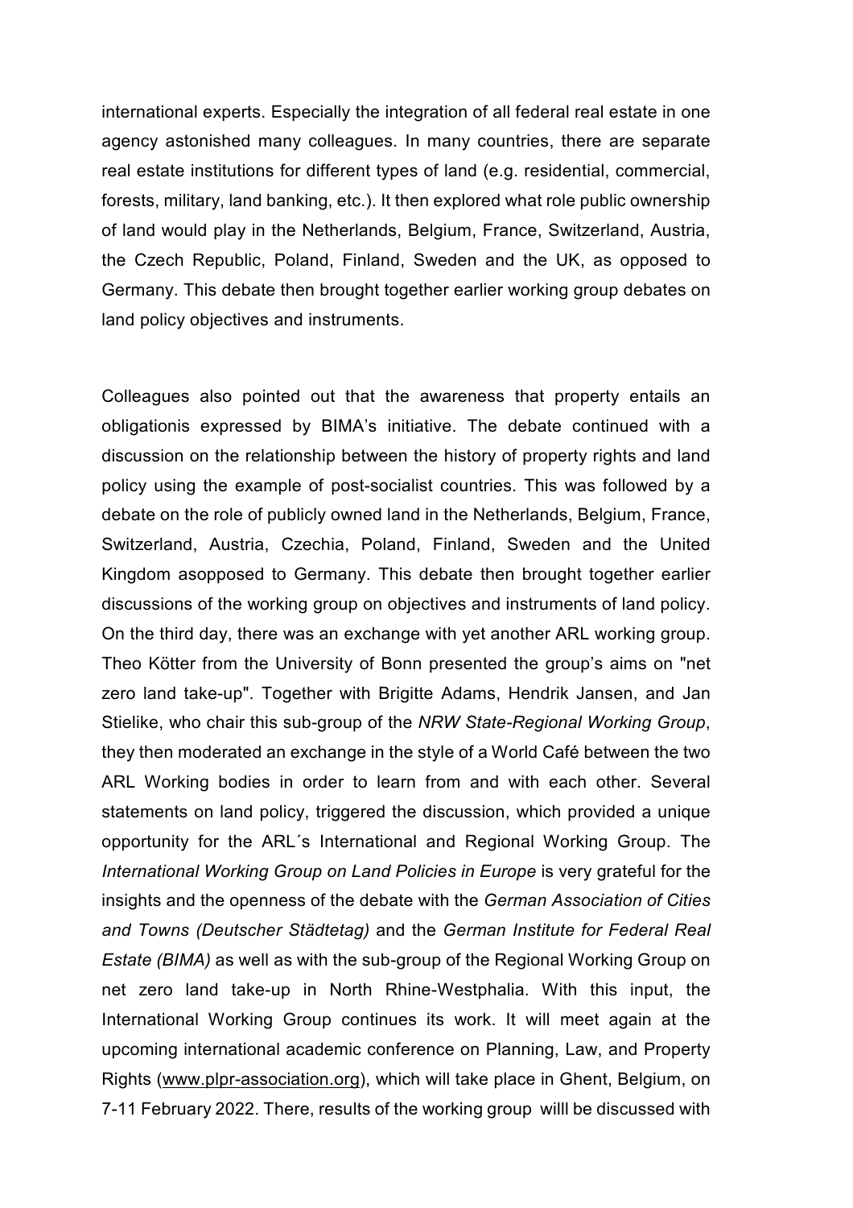international experts. Especially the integration of all federal real estate in one agency astonished many colleagues. In many countries, there are separate real estate institutions for different types of land (e.g. residential, commercial, forests, military, land banking, etc.). It then explored what role public ownership of land would play in the Netherlands, Belgium, France, Switzerland, Austria, the Czech Republic, Poland, Finland, Sweden and the UK, as opposed to Germany. This debate then brought together earlier working group debates on land policy objectives and instruments.

Colleagues also pointed out that the awareness that property entails an obligationis expressed by BIMA's initiative. The debate continued with a discussion on the relationship between the history of property rights and land policy using the example of post-socialist countries. This was followed by a debate on the role of publicly owned land in the Netherlands, Belgium, France, Switzerland, Austria, Czechia, Poland, Finland, Sweden and the United Kingdom asopposed to Germany. This debate then brought together earlier discussions of the working group on objectives and instruments of land policy. On the third day, there was an exchange with yet another ARL working group. Theo Kötter from the University of Bonn presented the group's aims on "net zero land take-up". Together with Brigitte Adams, Hendrik Jansen, and Jan Stielike, who chair this sub-group of the *NRW State-Regional Working Group*, they then moderated an exchange in the style of a World Café between the two ARL Working bodies in order to learn from and with each other. Several statements on land policy, triggered the discussion, which provided a unique opportunity for the ARL´s International and Regional Working Group. The *International Working Group on Land Policies in Europe* is very grateful for the insights and the openness of the debate with the *German Association of Cities and Towns (Deutscher Städtetag)* and the *German Institute for Federal Real Estate (BIMA)* as well as with the sub-group of the Regional Working Group on net zero land take-up in North Rhine-Westphalia. With this input, the International Working Group continues its work. It will meet again at the upcoming international academic conference on Planning, Law, and Property Rights (www.plpr-association.org), which will take place in Ghent, Belgium, on 7-11 February 2022. There, results of the working group willl be discussed with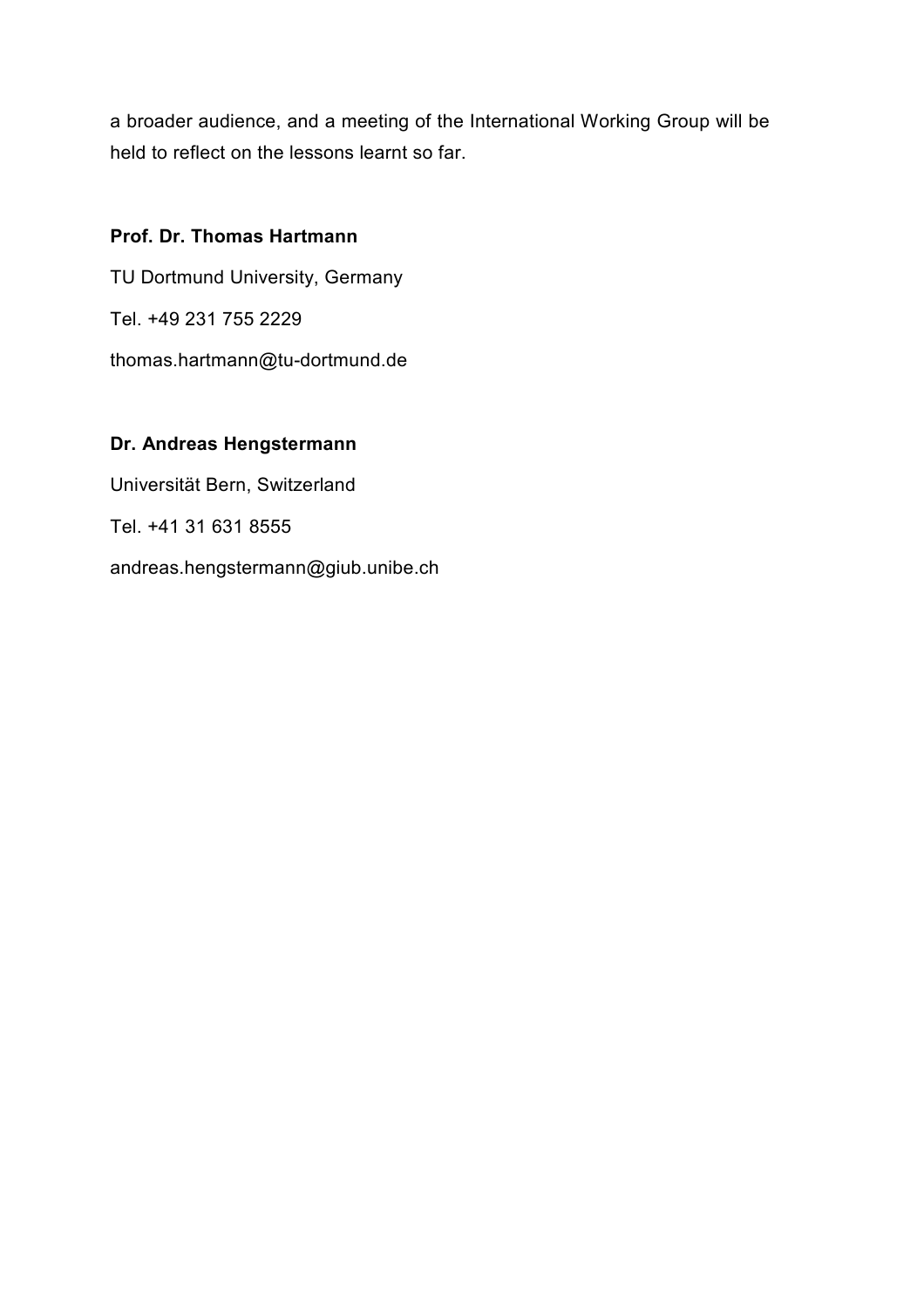a broader audience, and a meeting of the International Working Group will be held to reflect on the lessons learnt so far.

**Prof. Dr. Thomas Hartmann**

TU Dortmund University, Germany

Tel. +49 231 755 2229

thomas.hartmann@tu-dortmund.de

**Dr. Andreas Hengstermann**

Universität Bern, Switzerland

Tel. +41 31 631 8555

andreas.hengstermann@giub.unibe.ch